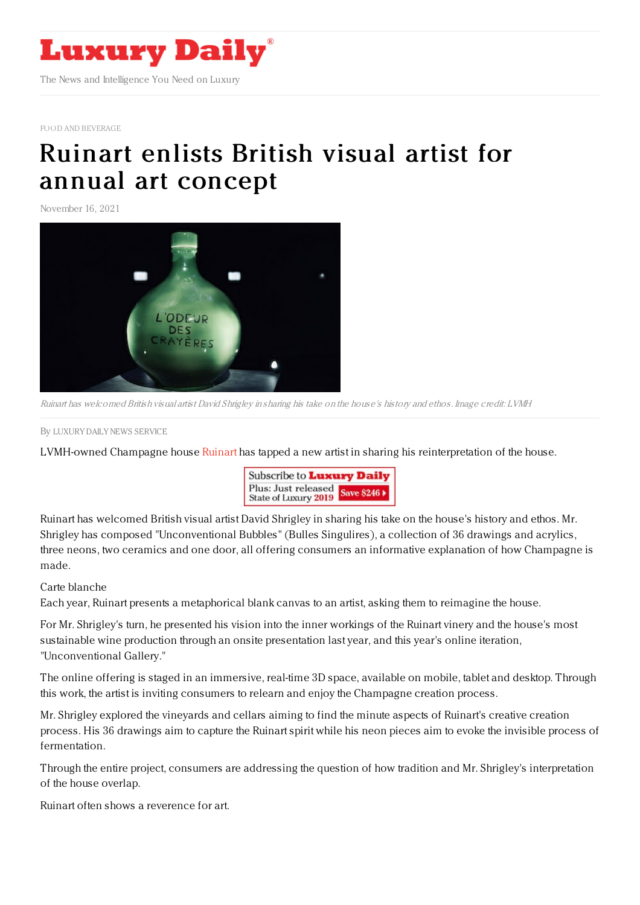# Luxury Daily

The News and Intelligence You Need on Luxury

FOOD AND BEVERAGE

# Ruinart enlists British visual artist for annual art concept

November 16, 2021

*Ruinart has welcomed British visual artist David Shrigley in sharing his take on the house's history and ethos. Image credit: LVMH*

By LUXURY DAILY NEWS SERVICE

LVMH-owned Champagne house Ruinart has tapped a new artist in sharing his reinterpretation of the house.

Ruinart has welcomed British visual artist David Shrigley in sharing his take on the house's history and ethos. Mr. Shrigley has composed "Unconventional Bubbles" (Bulles Singulires), a collection of 36 drawings and acrylics, three neons, two ceramics and one door, all offering consumers an informative explanation of how Champagne is made.

Carte blanche

Each year, Ruinart presents a metaphorical blank canvas to an artist, asking them to reimagine the house.

For Mr. Shrigley's turn, he presented his vision into the inner workings of the Ruinart vinery and the house's most sustainable wine production through an onsite presentation last year, and this year's online iteration, "Unconventional Gallery."

The online offering is staged in an immersive, real-time 3D space, available on mobile, tablet and desktop. Through this work, the artist is inviting consumers to relearn and enjoy the Champagne creation process.

Mr. Shrigley explored the vineyards and cellars aiming to find the minute aspects of Ruinart's creative creation process. His 36 drawings aim to capture the Ruinart spirit while his neon pieces aim to evoke the invisible process of fermentation.

Through the entire project, consumers are addressing the question of how tradition and Mr. Shrigley's interpretation of the house overlap.

Ruinart often shows a reverence for art.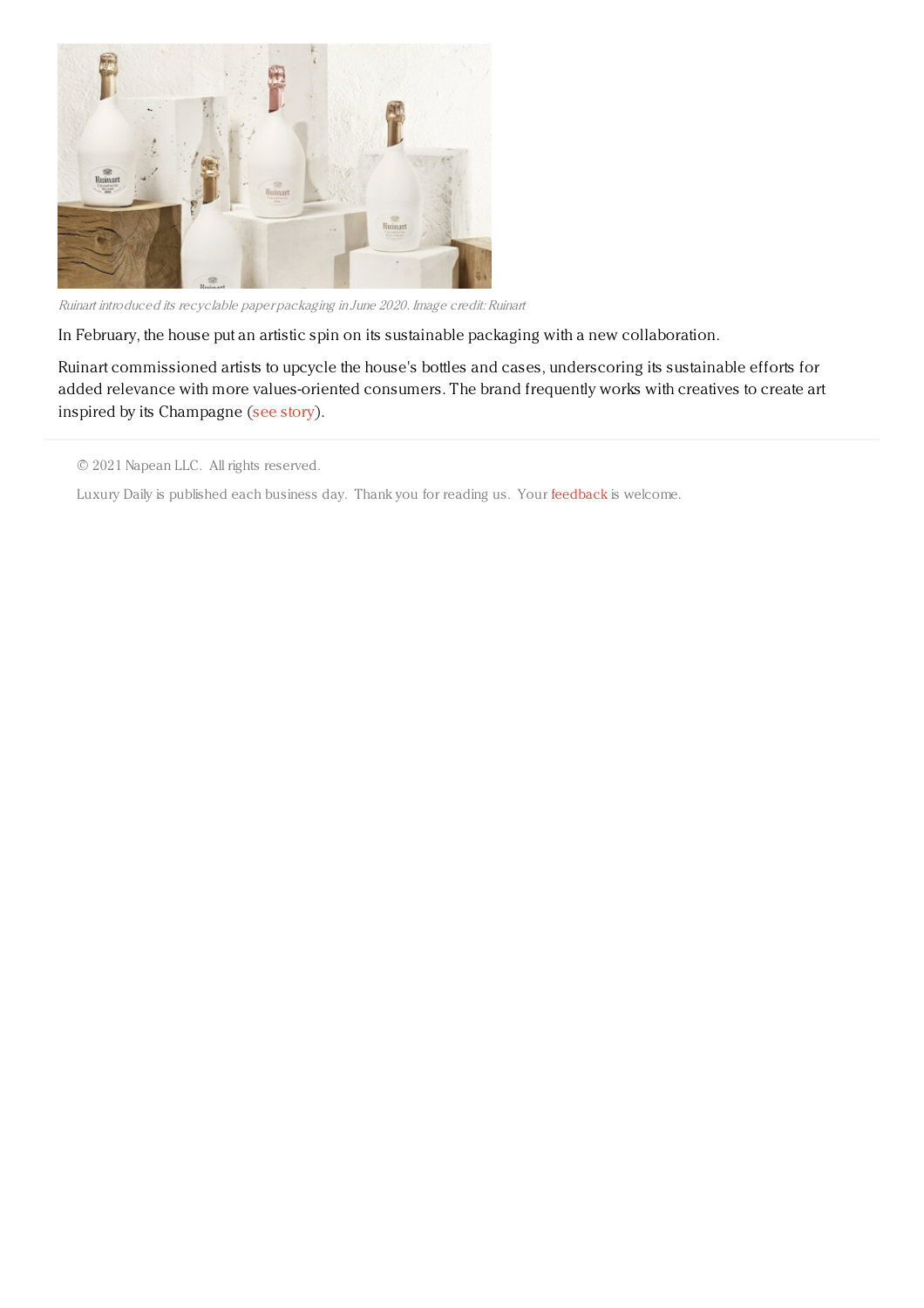*Ruinart introduced its recyclable paper packaging in June 2020. Image credit: Ruinart*

In February, the house put an artistic spin on its sustainable packaging with a new collaboration.

Ruinart commissioned artists to upcycle the house's bottles and cases, underscoring its sustainable efforts for added relevance with more values-oriented consumers. The brand frequently works with creatives to create art inspired by its Champagne (see story).

© 2021 Napean LLC. All rights reserved.

Luxury Daily is published each business day. Thank you for reading us. Your feedback is welcome.